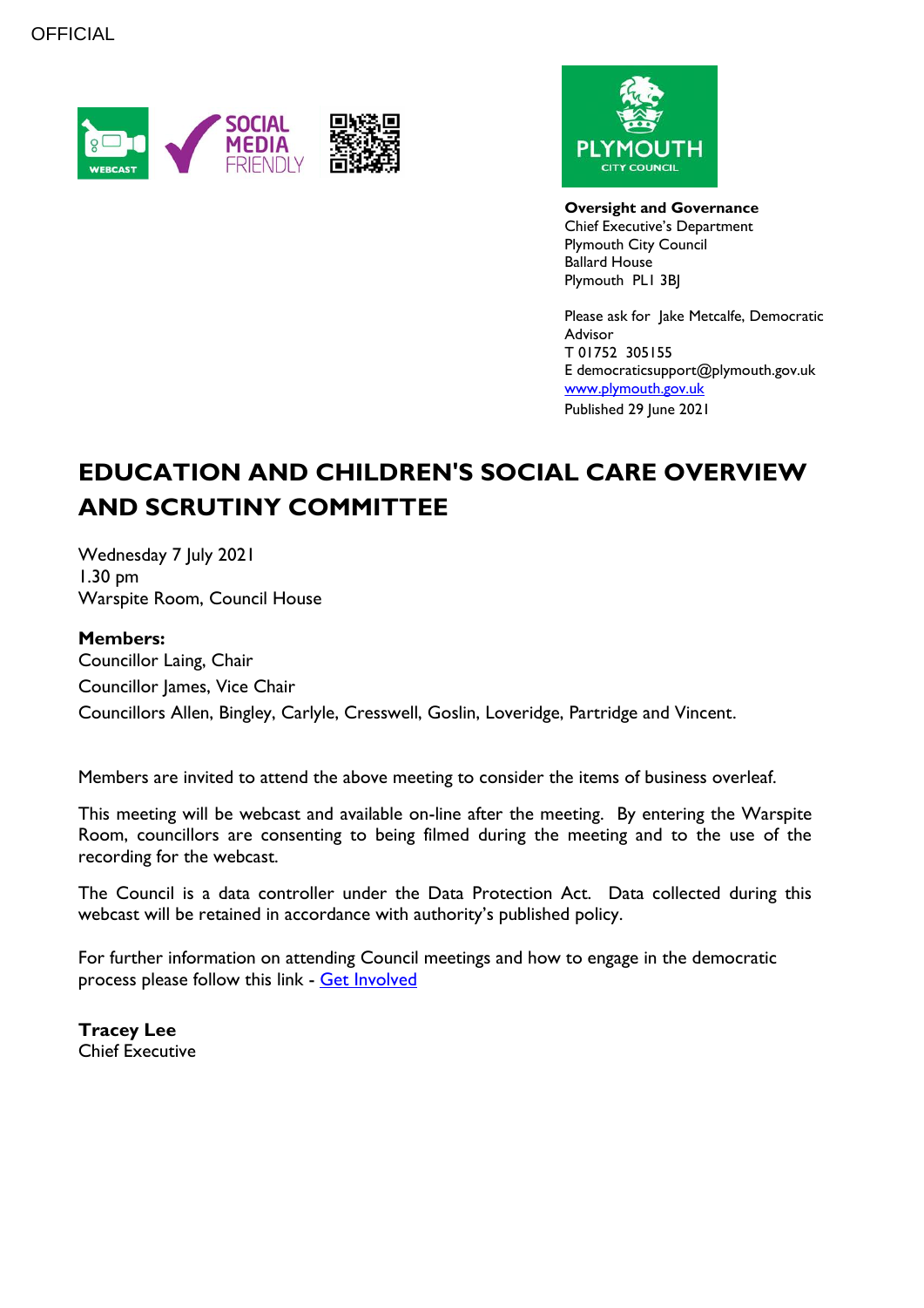OFFICIAL

**Oversight and Governance**
Chief Executive's Department
Plymouth City Council
Ballard House
Plymouth PL1 3BJ

Please ask for Jake Metcalfe, Democratic Advisor
T 01752 305155
E democraticsupport@plymouth.gov.uk
[www.plymouth.gov.uk](www.plymouth.gov.uk)
Published 29 June 2021

# EDUCATION AND CHILDREN'S SOCIAL CARE OVERVIEW AND SCRUTINY COMMITTEE

Wednesday 7 July 2021
1.30 pm
Warspite Room, Council House

**Members:**
Councillor Laing, Chair
Councillor James, Vice Chair
Councillors Allen, Bingley, Carlyle, Cresswell, Goslin, Loveridge, Partridge and Vincent.

Members are invited to attend the above meeting to consider the items of business overleaf.

This meeting will be webcast and available on-line after the meeting. By entering the Warspite Room, councillors are consenting to being filmed during the meeting and to the use of the recording for the webcast.

The Council is a data controller under the Data Protection Act. Data collected during this webcast will be retained in accordance with authority's published policy.

For further information on attending Council meetings and how to engage in the democratic process please follow this link - Get Involved

**Tracey Lee**
Chief Executive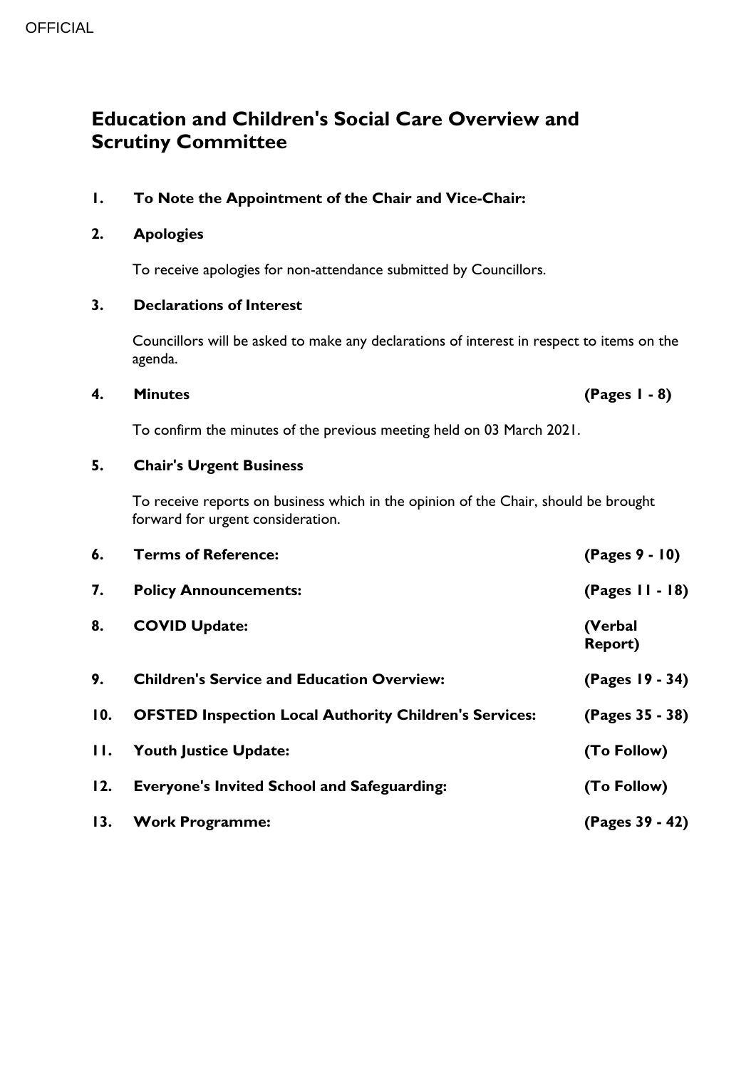OFFICIAL

# Education and Children's Social Care Overview and Scrutiny Committee

**1. To Note the Appointment of the Chair and Vice-Chair:**

**2. Apologies**

To receive apologies for non-attendance submitted by Councillors.

**3. Declarations of Interest**

Councillors will be asked to make any declarations of interest in respect to items on the agenda.

**4. Minutes** **(Pages 1 - 8)**

To confirm the minutes of the previous meeting held on 03 March 2021.

**5. Chair's Urgent Business**

To receive reports on business which in the opinion of the Chair, should be brought forward for urgent consideration.

**6. Terms of Reference:** **(Pages 9 - 10)**

**7. Policy Announcements:** **(Pages 11 - 18)**

**8. COVID Update:** **(Verbal Report)**

**9. Children's Service and Education Overview:** **(Pages 19 - 34)**

**10. OFSTED Inspection Local Authority Children's Services:** **(Pages 35 - 38)**

**11. Youth Justice Update:** **(To Follow)**

**12. Everyone's Invited School and Safeguarding:** **(To Follow)**

**13. Work Programme:** **(Pages 39 - 42)**